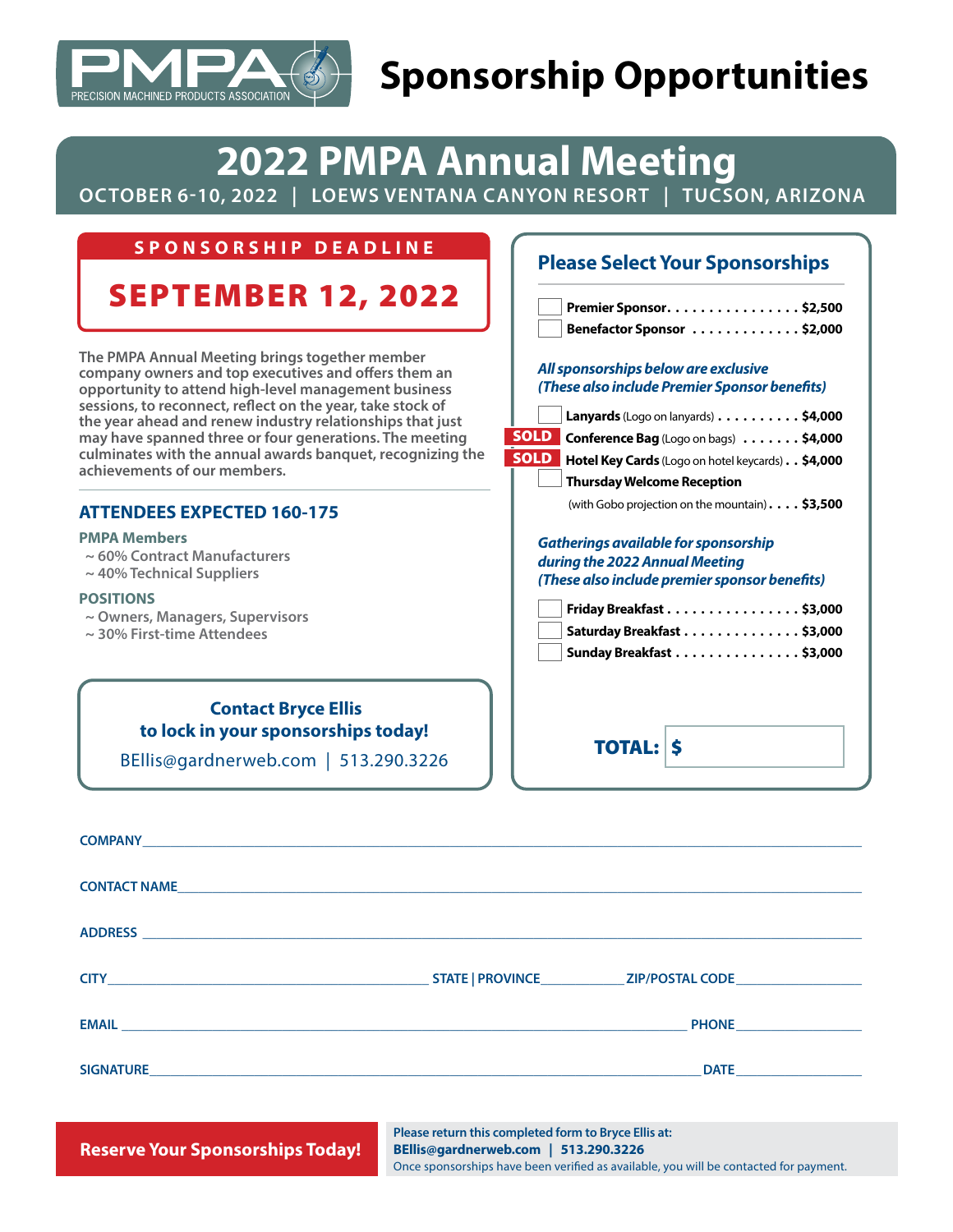PMPA
PRECISION MACHINED PRODUCTS ASSOCIATION

# Sponsorship Opportunities

## 2022 PMPA Annual Meeting

OCTOBER 6-10, 2022 | LOEWS VENTANA CANYON RESORT | TUCSON, ARIZONA

**SPONSORSHIP DEADLINE**

**SEPTEMBER 12, 2022**

The PMPA Annual Meeting brings together member company owners and top executives and offers them an opportunity to attend high-level management business sessions, to reconnect, reflect on the year, take stock of the year ahead and renew industry relationships that just may have spanned three or four generations. The meeting culminates with the annual awards banquet, recognizing the achievements of our members.

### ATTENDEES EXPECTED 160-175

**PMPA Members**

- ~ 60% Contract Manufacturers
- ~ 40% Technical Suppliers

**POSITIONS**

- ~ Owners, Managers, Supervisors
- ~ 30% First-time Attendees

**Contact Bryce Ellis to lock in your sponsorships today!**

BEllis@gardnerweb.com | 513.290.3226

### Please Select Your Sponsorships

- ☐ **Premier Sponsor** . . . . . . . . . . . . . . . . **$2,500**
- ☐ **Benefactor Sponsor** . . . . . . . . . . . . . **$2,000**

***All sponsorships below are exclusive***
***(These also include Premier Sponsor benefits)***

- ☐ **Lanyards** (Logo on lanyards) . . . . . . . . . . **$4,000**
- SOLD **Conference Bag** (Logo on bags) . . . . . . . **$4,000**
- SOLD **Hotel Key Cards** (Logo on hotel keycards) . . **$4,000**
- ☐ **Thursday Welcome Reception** (with Gobo projection on the mountain) . . . . **$3,500**

***Gatherings available for sponsorship during the 2022 Annual Meeting***
***(These also include premier sponsor benefits)***

- ☐ **Friday Breakfast** . . . . . . . . . . . . . . . . **$3,000**
- ☐ **Saturday Breakfast** . . . . . . . . . . . . . . **$3,000**
- ☐ **Sunday Breakfast** . . . . . . . . . . . . . . . **$3,000**

**TOTAL: $** ____________

COMPANY ____________________

CONTACT NAME ____________________

ADDRESS ____________________

CITY ____________________ STATE | PROVINCE ____________ ZIP/POSTAL CODE ____________

EMAIL ____________________ PHONE ____________

SIGNATURE ____________________ DATE ____________

**Reserve Your Sponsorships Today!**

**Please return this completed form to Bryce Ellis at:**
**BEllis@gardnerweb.com | 513.290.3226**
Once sponsorships have been verified as available, you will be contacted for payment.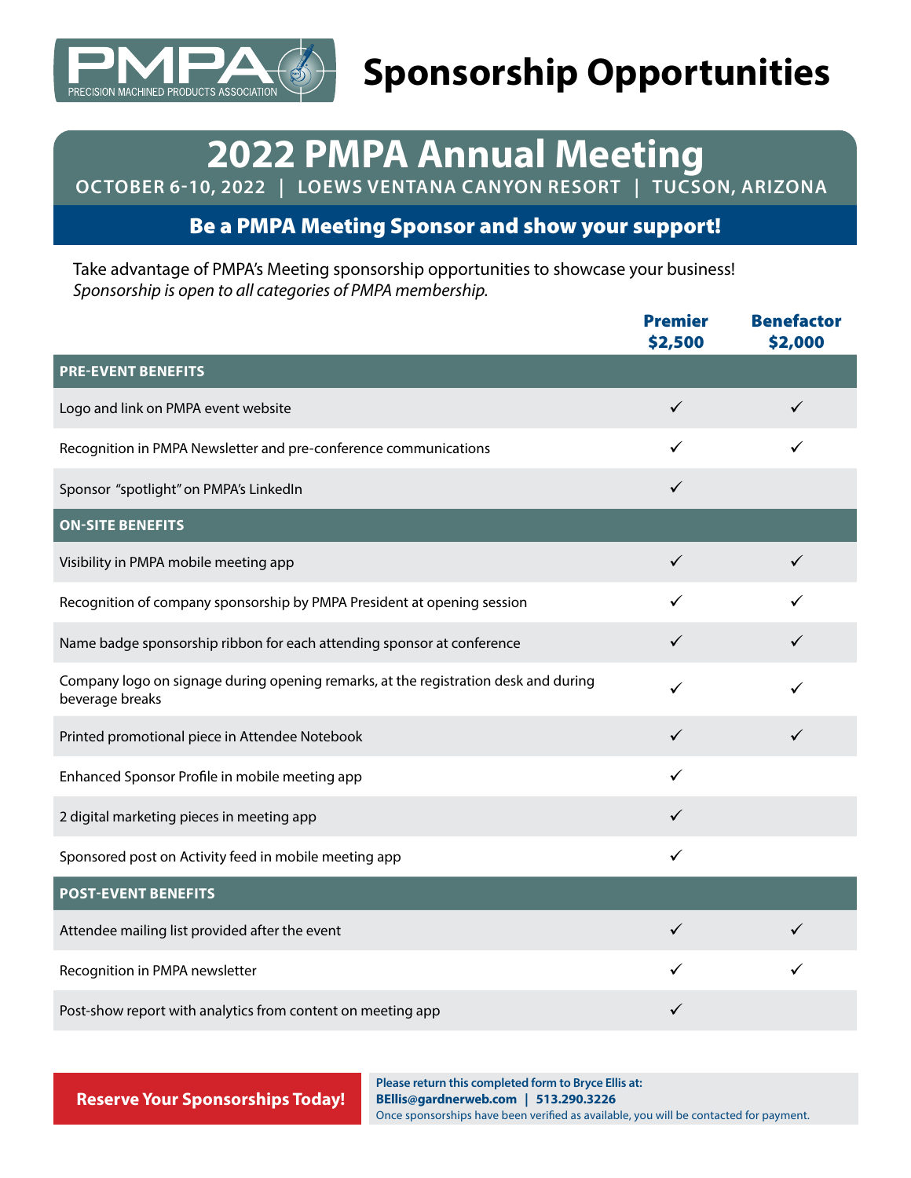PMPA PRECISION MACHINED PRODUCTS ASSOCIATION

# Sponsorship Opportunities

## 2022 PMPA Annual Meeting

OCTOBER 6-10, 2022 | LOEWS VENTANA CANYON RESORT | TUCSON, ARIZONA

**Be a PMPA Meeting Sponsor and show your support!**

Take advantage of PMPA's Meeting sponsorship opportunities to showcase your business!
*Sponsorship is open to all categories of PMPA membership.*

| | Premier $2,500 | Benefactor $2,000 |
|---|---|---|
| **PRE-EVENT BENEFITS** | | |
| Logo and link on PMPA event website | ✓ | ✓ |
| Recognition in PMPA Newsletter and pre-conference communications | ✓ | ✓ |
| Sponsor "spotlight" on PMPA's LinkedIn | ✓ | |
| **ON-SITE BENEFITS** | | |
| Visibility in PMPA mobile meeting app | ✓ | ✓ |
| Recognition of company sponsorship by PMPA President at opening session | ✓ | ✓ |
| Name badge sponsorship ribbon for each attending sponsor at conference | ✓ | ✓ |
| Company logo on signage during opening remarks, at the registration desk and during beverage breaks | ✓ | ✓ |
| Printed promotional piece in Attendee Notebook | ✓ | ✓ |
| Enhanced Sponsor Profile in mobile meeting app | ✓ | |
| 2 digital marketing pieces in meeting app | ✓ | |
| Sponsored post on Activity feed in mobile meeting app | ✓ | |
| **POST-EVENT BENEFITS** | | |
| Attendee mailing list provided after the event | ✓ | ✓ |
| Recognition in PMPA newsletter | ✓ | ✓ |
| Post-show report with analytics from content on meeting app | ✓ | |

**Reserve Your Sponsorships Today!**

**Please return this completed form to Bryce Ellis at:**
**BEllis@gardnerweb.com | 513.290.3226**
Once sponsorships have been verified as available, you will be contacted for payment.